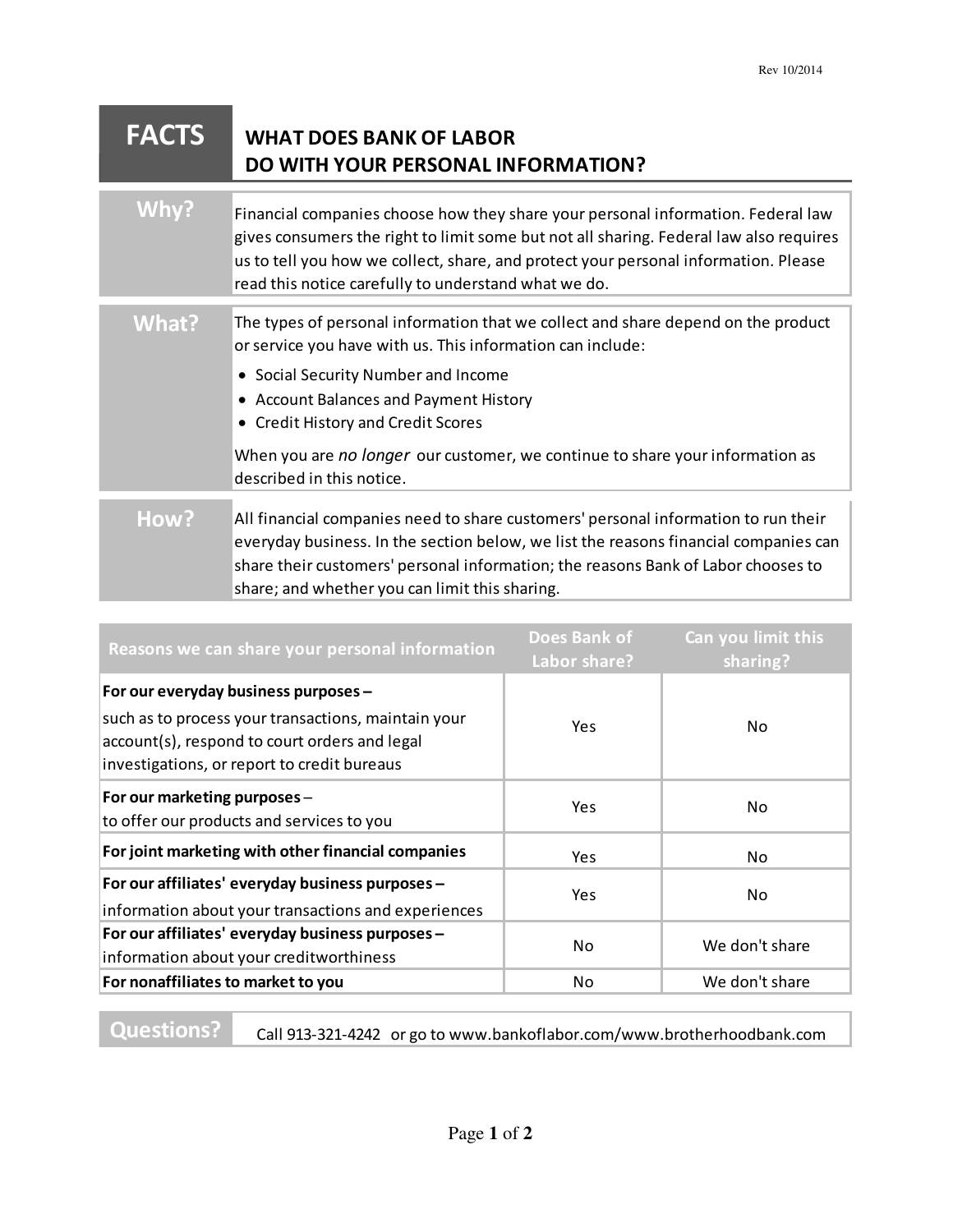Rev 10/2014

# FACTS — WHAT DOES BANK OF LABOR DO WITH YOUR PERSONAL INFORMATION?

| | |
|---|---|
| **Why?** | Financial companies choose how they share your personal information. Federal law gives consumers the right to limit some but not all sharing. Federal law also requires us to tell you how we collect, share, and protect your personal information. Please read this notice carefully to understand what we do. |
| **What?** | The types of personal information that we collect and share depend on the product or service you have with us. This information can include:<br>• Social Security Number and Income<br>• Account Balances and Payment History<br>• Credit History and Credit Scores<br><br>When you are *no longer* our customer, we continue to share your information as described in this notice. |
| **How?** | All financial companies need to share customers' personal information to run their everyday business. In the section below, we list the reasons financial companies can share their customers' personal information; the reasons Bank of Labor chooses to share; and whether you can limit this sharing. |

| Reasons we can share your personal information | Does Bank of Labor share? | Can you limit this sharing? |
|---|---|---|
| **For our everyday business purposes –** such as to process your transactions, maintain your account(s), respond to court orders and legal investigations, or report to credit bureaus | Yes | No |
| **For our marketing purposes** – to offer our products and services to you | Yes | No |
| **For joint marketing with other financial companies** | Yes | No |
| **For our affiliates' everyday business purposes –** information about your transactions and experiences | Yes | No |
| **For our affiliates' everyday business purposes –** information about your creditworthiness | No | We don't share |
| **For nonaffiliates to market to you** | No | We don't share |

| | |
|---|---|
| **Questions?** | Call 913-321-4242 or go to www.bankoflabor.com/www.brotherhoodbank.com |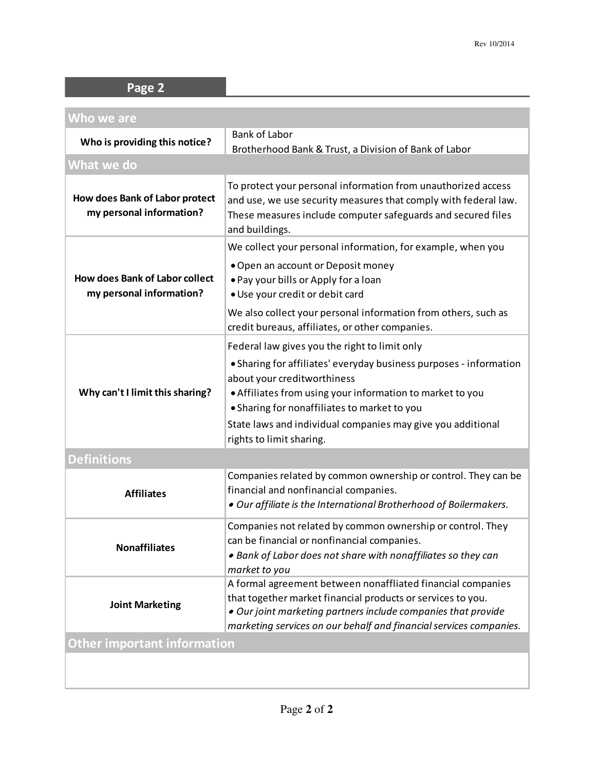Rev 10/2014

## Page 2

| | |
|---|---|
| **Who we are** | |
| **Who is providing this notice?** | Bank of Labor<br>Brotherhood Bank & Trust, a Division of Bank of Labor |
| **What we do** | |
| **How does Bank of Labor protect my personal information?** | To protect your personal information from unauthorized access and use, we use security measures that comply with federal law. These measures include computer safeguards and secured files and buildings. |
| **How does Bank of Labor collect my personal information?** | We collect your personal information, for example, when you<br>• Open an account or Deposit money<br>• Pay your bills or Apply for a loan<br>• Use your credit or debit card<br>We also collect your personal information from others, such as credit bureaus, affiliates, or other companies. |
| **Why can't I limit this sharing?** | Federal law gives you the right to limit only<br>• Sharing for affiliates' everyday business purposes - information about your creditworthiness<br>• Affiliates from using your information to market to you<br>• Sharing for nonaffiliates to market to you<br>State laws and individual companies may give you additional rights to limit sharing. |
| **Definitions** | |
| **Affiliates** | Companies related by common ownership or control. They can be financial and nonfinancial companies.<br>*• Our affiliate is the International Brotherhood of Boilermakers.* |
| **Nonaffiliates** | Companies not related by common ownership or control. They can be financial or nonfinancial companies.<br>*• Bank of Labor does not share with nonaffiliates so they can market to you* |
| **Joint Marketing** | A formal agreement between nonaffliated financial companies that together market financial products or services to you.<br>*• Our joint marketing partners include companies that provide marketing services on our behalf and financial services companies.* |
| **Other important information** | |
| | |